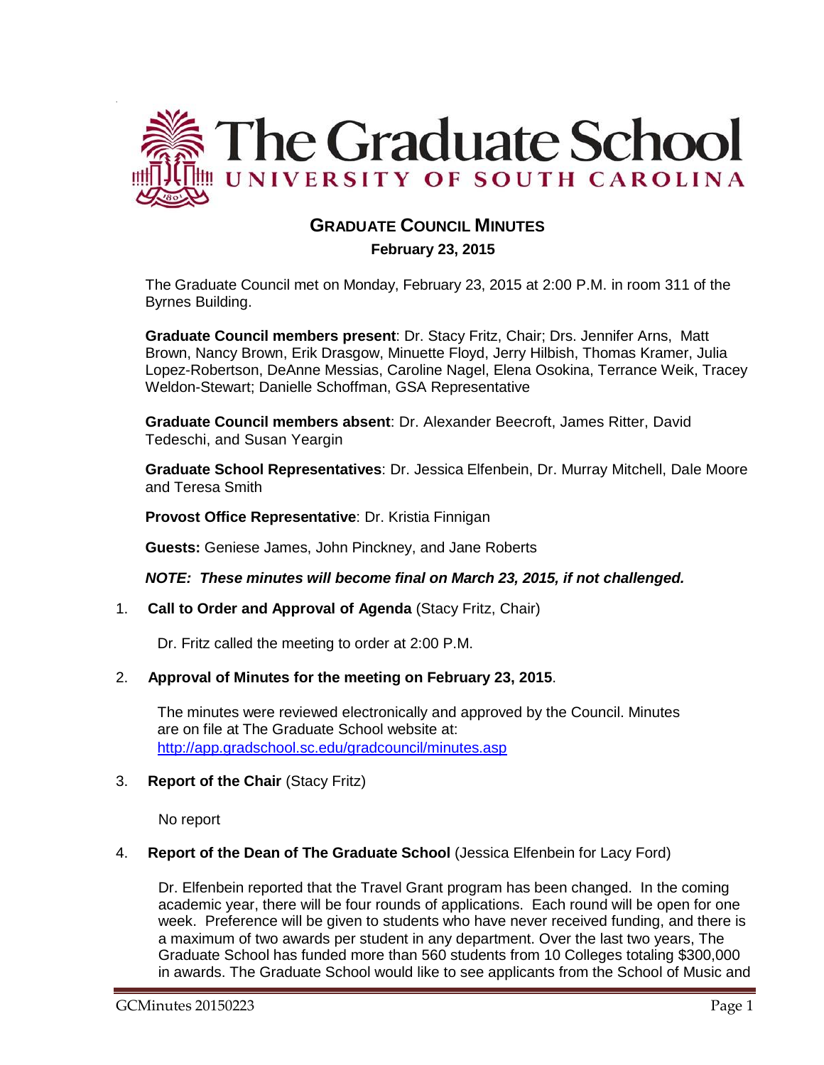# The Graduate School

UNIVERSITY OF SOUTH CAROLINA

## GRADUATE COUNCIL MINUTES

**February 23, 2015**

The Graduate Council met on Monday, February 23, 2015 at 2:00 P.M. in room 311 of the Byrnes Building.

**Graduate Council members present**: Dr. Stacy Fritz, Chair; Drs. Jennifer Arns, Matt Brown, Nancy Brown, Erik Drasgow, Minuette Floyd, Jerry Hilbish, Thomas Kramer, Julia Lopez-Robertson, DeAnne Messias, Caroline Nagel, Elena Osokina, Terrance Weik, Tracey Weldon-Stewart; Danielle Schoffman, GSA Representative

**Graduate Council members absent**: Dr. Alexander Beecroft, James Ritter, David Tedeschi, and Susan Yeargin

**Graduate School Representatives**: Dr. Jessica Elfenbein, Dr. Murray Mitchell, Dale Moore and Teresa Smith

**Provost Office Representative**: Dr. Kristia Finnigan

**Guests:** Geniese James, John Pinckney, and Jane Roberts

***NOTE: These minutes will become final on March 23, 2015, if not challenged.***

1. **Call to Order and Approval of Agenda** (Stacy Fritz, Chair)

   Dr. Fritz called the meeting to order at 2:00 P.M.

2. **Approval of Minutes for the meeting on February 23, 2015**.

   The minutes were reviewed electronically and approved by the Council. Minutes are on file at The Graduate School website at: http://app.gradschool.sc.edu/gradcouncil/minutes.asp

3. **Report of the Chair** (Stacy Fritz)

   No report

4. **Report of the Dean of The Graduate School** (Jessica Elfenbein for Lacy Ford)

   Dr. Elfenbein reported that the Travel Grant program has been changed. In the coming academic year, there will be four rounds of applications. Each round will be open for one week. Preference will be given to students who have never received funding, and there is a maximum of two awards per student in any department. Over the last two years, The Graduate School has funded more than 560 students from 10 Colleges totaling $300,000 in awards. The Graduate School would like to see applicants from the School of Music and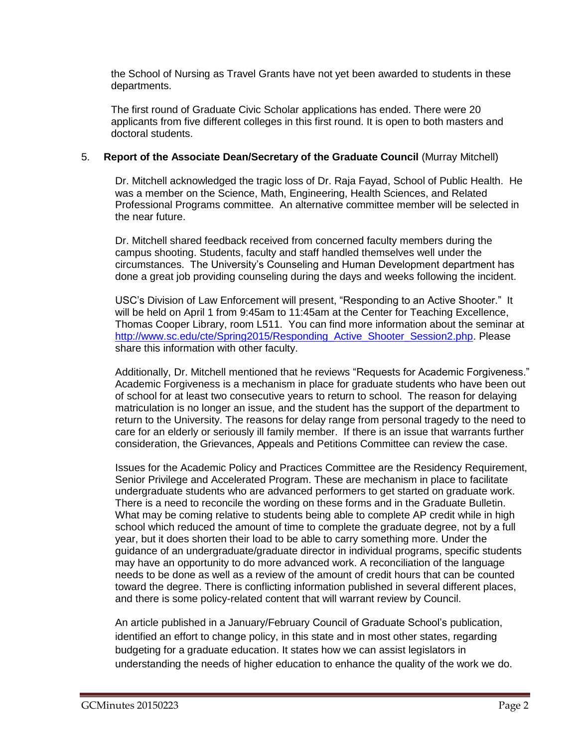the School of Nursing as Travel Grants have not yet been awarded to students in these departments.

The first round of Graduate Civic Scholar applications has ended. There were 20 applicants from five different colleges in this first round. It is open to both masters and doctoral students.

5. **Report of the Associate Dean/Secretary of the Graduate Council** (Murray Mitchell)

Dr. Mitchell acknowledged the tragic loss of Dr. Raja Fayad, School of Public Health. He was a member on the Science, Math, Engineering, Health Sciences, and Related Professional Programs committee. An alternative committee member will be selected in the near future.

Dr. Mitchell shared feedback received from concerned faculty members during the campus shooting. Students, faculty and staff handled themselves well under the circumstances. The University's Counseling and Human Development department has done a great job providing counseling during the days and weeks following the incident.

USC's Division of Law Enforcement will present, "Responding to an Active Shooter." It will be held on April 1 from 9:45am to 11:45am at the Center for Teaching Excellence, Thomas Cooper Library, room L511. You can find more information about the seminar at [http://www.sc.edu/cte/Spring2015/Responding_Active_Shooter_Session2.php](http://www.sc.edu/cte/Spring2015/Responding_Active_Shooter_Session2.php). Please share this information with other faculty.

Additionally, Dr. Mitchell mentioned that he reviews "Requests for Academic Forgiveness." Academic Forgiveness is a mechanism in place for graduate students who have been out of school for at least two consecutive years to return to school. The reason for delaying matriculation is no longer an issue, and the student has the support of the department to return to the University. The reasons for delay range from personal tragedy to the need to care for an elderly or seriously ill family member. If there is an issue that warrants further consideration, the Grievances, Appeals and Petitions Committee can review the case.

Issues for the Academic Policy and Practices Committee are the Residency Requirement, Senior Privilege and Accelerated Program. These are mechanism in place to facilitate undergraduate students who are advanced performers to get started on graduate work. There is a need to reconcile the wording on these forms and in the Graduate Bulletin. What may be coming relative to students being able to complete AP credit while in high school which reduced the amount of time to complete the graduate degree, not by a full year, but it does shorten their load to be able to carry something more. Under the guidance of an undergraduate/graduate director in individual programs, specific students may have an opportunity to do more advanced work. A reconciliation of the language needs to be done as well as a review of the amount of credit hours that can be counted toward the degree. There is conflicting information published in several different places, and there is some policy-related content that will warrant review by Council.

An article published in a January/February Council of Graduate School's publication, identified an effort to change policy, in this state and in most other states, regarding budgeting for a graduate education. It states how we can assist legislators in understanding the needs of higher education to enhance the quality of the work we do.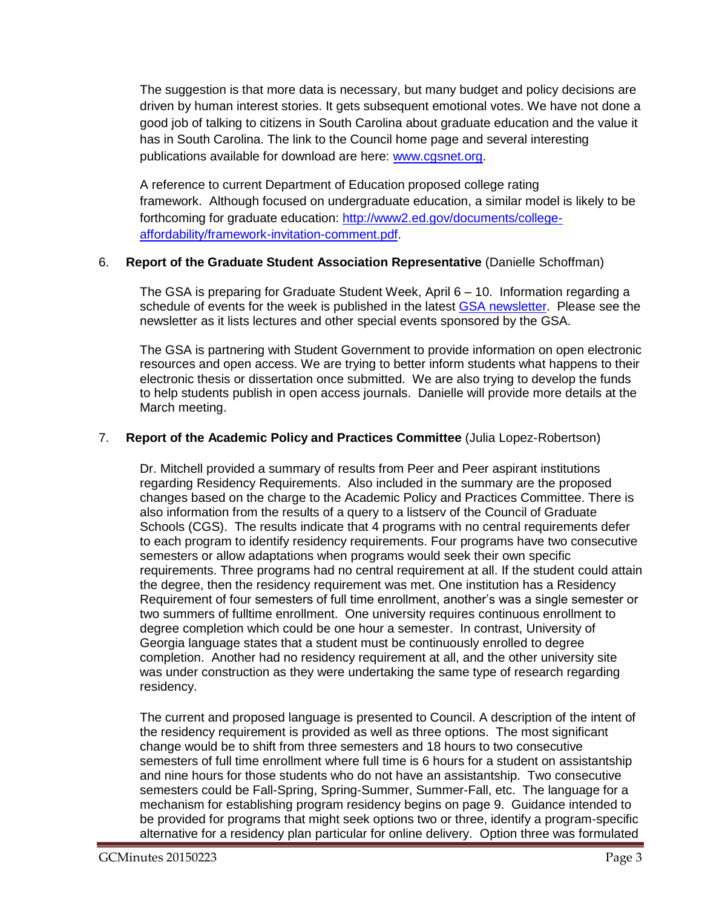The suggestion is that more data is necessary, but many budget and policy decisions are driven by human interest stories. It gets subsequent emotional votes. We have not done a good job of talking to citizens in South Carolina about graduate education and the value it has in South Carolina. The link to the Council home page and several interesting publications available for download are here: www.cgsnet.org.

A reference to current Department of Education proposed college rating framework. Although focused on undergraduate education, a similar model is likely to be forthcoming for graduate education: http://www2.ed.gov/documents/college-affordability/framework-invitation-comment.pdf.

6. **Report of the Graduate Student Association Representative** (Danielle Schoffman)

The GSA is preparing for Graduate Student Week, April 6 – 10. Information regarding a schedule of events for the week is published in the latest GSA newsletter. Please see the newsletter as it lists lectures and other special events sponsored by the GSA.

The GSA is partnering with Student Government to provide information on open electronic resources and open access. We are trying to better inform students what happens to their electronic thesis or dissertation once submitted. We are also trying to develop the funds to help students publish in open access journals. Danielle will provide more details at the March meeting.

7. **Report of the Academic Policy and Practices Committee** (Julia Lopez-Robertson)

Dr. Mitchell provided a summary of results from Peer and Peer aspirant institutions regarding Residency Requirements. Also included in the summary are the proposed changes based on the charge to the Academic Policy and Practices Committee. There is also information from the results of a query to a listserv of the Council of Graduate Schools (CGS). The results indicate that 4 programs with no central requirements defer to each program to identify residency requirements. Four programs have two consecutive semesters or allow adaptations when programs would seek their own specific requirements. Three programs had no central requirement at all. If the student could attain the degree, then the residency requirement was met. One institution has a Residency Requirement of four semesters of full time enrollment, another's was a single semester or two summers of fulltime enrollment. One university requires continuous enrollment to degree completion which could be one hour a semester. In contrast, University of Georgia language states that a student must be continuously enrolled to degree completion. Another had no residency requirement at all, and the other university site was under construction as they were undertaking the same type of research regarding residency.

The current and proposed language is presented to Council. A description of the intent of the residency requirement is provided as well as three options. The most significant change would be to shift from three semesters and 18 hours to two consecutive semesters of full time enrollment where full time is 6 hours for a student on assistantship and nine hours for those students who do not have an assistantship. Two consecutive semesters could be Fall-Spring, Spring-Summer, Summer-Fall, etc. The language for a mechanism for establishing program residency begins on page 9. Guidance intended to be provided for programs that might seek options two or three, identify a program-specific alternative for a residency plan particular for online delivery. Option three was formulated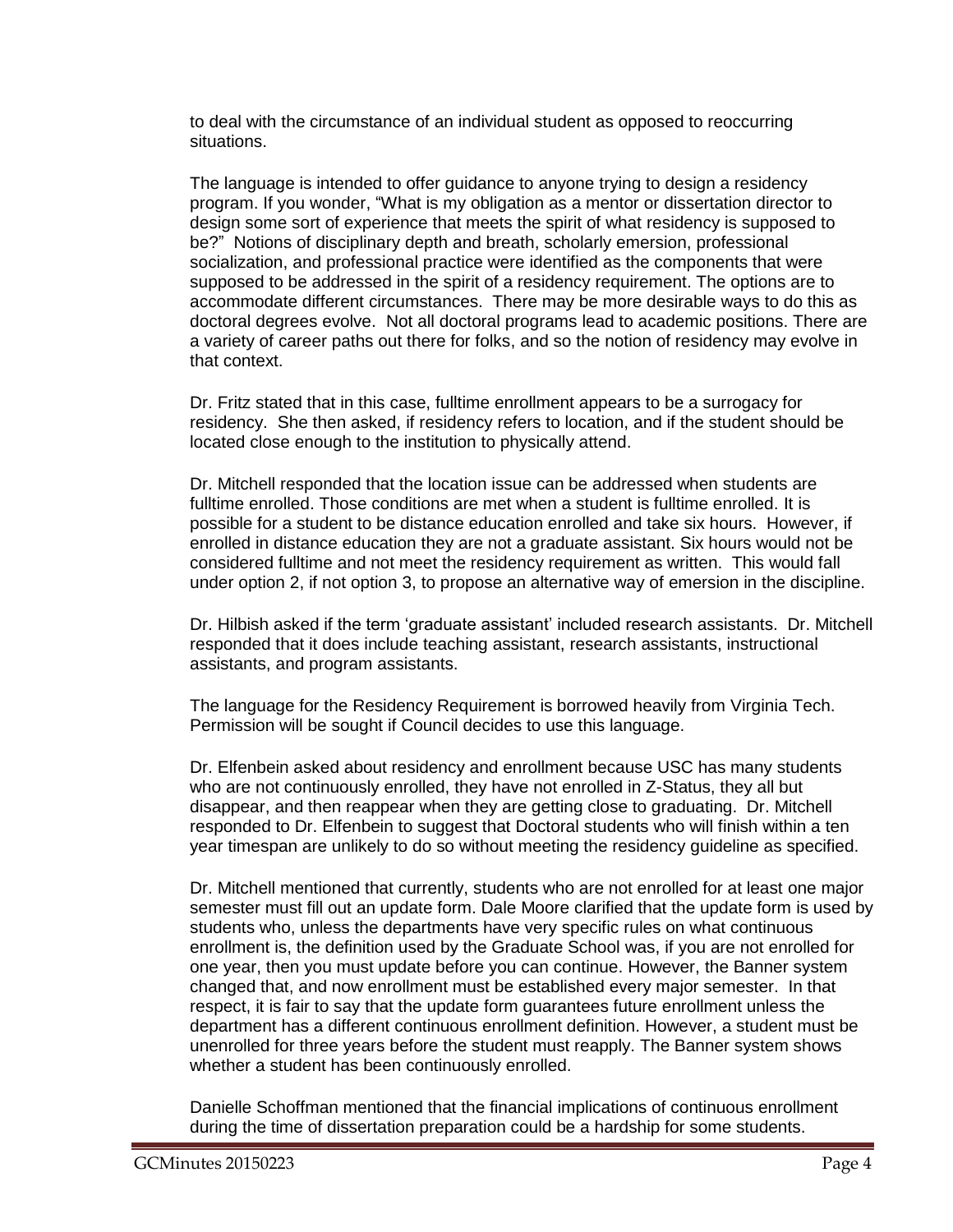to deal with the circumstance of an individual student as opposed to reoccurring situations.

The language is intended to offer guidance to anyone trying to design a residency program. If you wonder, "What is my obligation as a mentor or dissertation director to design some sort of experience that meets the spirit of what residency is supposed to be?" Notions of disciplinary depth and breath, scholarly emersion, professional socialization, and professional practice were identified as the components that were supposed to be addressed in the spirit of a residency requirement. The options are to accommodate different circumstances. There may be more desirable ways to do this as doctoral degrees evolve. Not all doctoral programs lead to academic positions. There are a variety of career paths out there for folks, and so the notion of residency may evolve in that context.

Dr. Fritz stated that in this case, fulltime enrollment appears to be a surrogacy for residency. She then asked, if residency refers to location, and if the student should be located close enough to the institution to physically attend.

Dr. Mitchell responded that the location issue can be addressed when students are fulltime enrolled. Those conditions are met when a student is fulltime enrolled. It is possible for a student to be distance education enrolled and take six hours. However, if enrolled in distance education they are not a graduate assistant. Six hours would not be considered fulltime and not meet the residency requirement as written. This would fall under option 2, if not option 3, to propose an alternative way of emersion in the discipline.

Dr. Hilbish asked if the term 'graduate assistant' included research assistants. Dr. Mitchell responded that it does include teaching assistant, research assistants, instructional assistants, and program assistants.

The language for the Residency Requirement is borrowed heavily from Virginia Tech. Permission will be sought if Council decides to use this language.

Dr. Elfenbein asked about residency and enrollment because USC has many students who are not continuously enrolled, they have not enrolled in Z-Status, they all but disappear, and then reappear when they are getting close to graduating. Dr. Mitchell responded to Dr. Elfenbein to suggest that Doctoral students who will finish within a ten year timespan are unlikely to do so without meeting the residency guideline as specified.

Dr. Mitchell mentioned that currently, students who are not enrolled for at least one major semester must fill out an update form. Dale Moore clarified that the update form is used by students who, unless the departments have very specific rules on what continuous enrollment is, the definition used by the Graduate School was, if you are not enrolled for one year, then you must update before you can continue. However, the Banner system changed that, and now enrollment must be established every major semester. In that respect, it is fair to say that the update form guarantees future enrollment unless the department has a different continuous enrollment definition. However, a student must be unenrolled for three years before the student must reapply. The Banner system shows whether a student has been continuously enrolled.

Danielle Schoffman mentioned that the financial implications of continuous enrollment during the time of dissertation preparation could be a hardship for some students.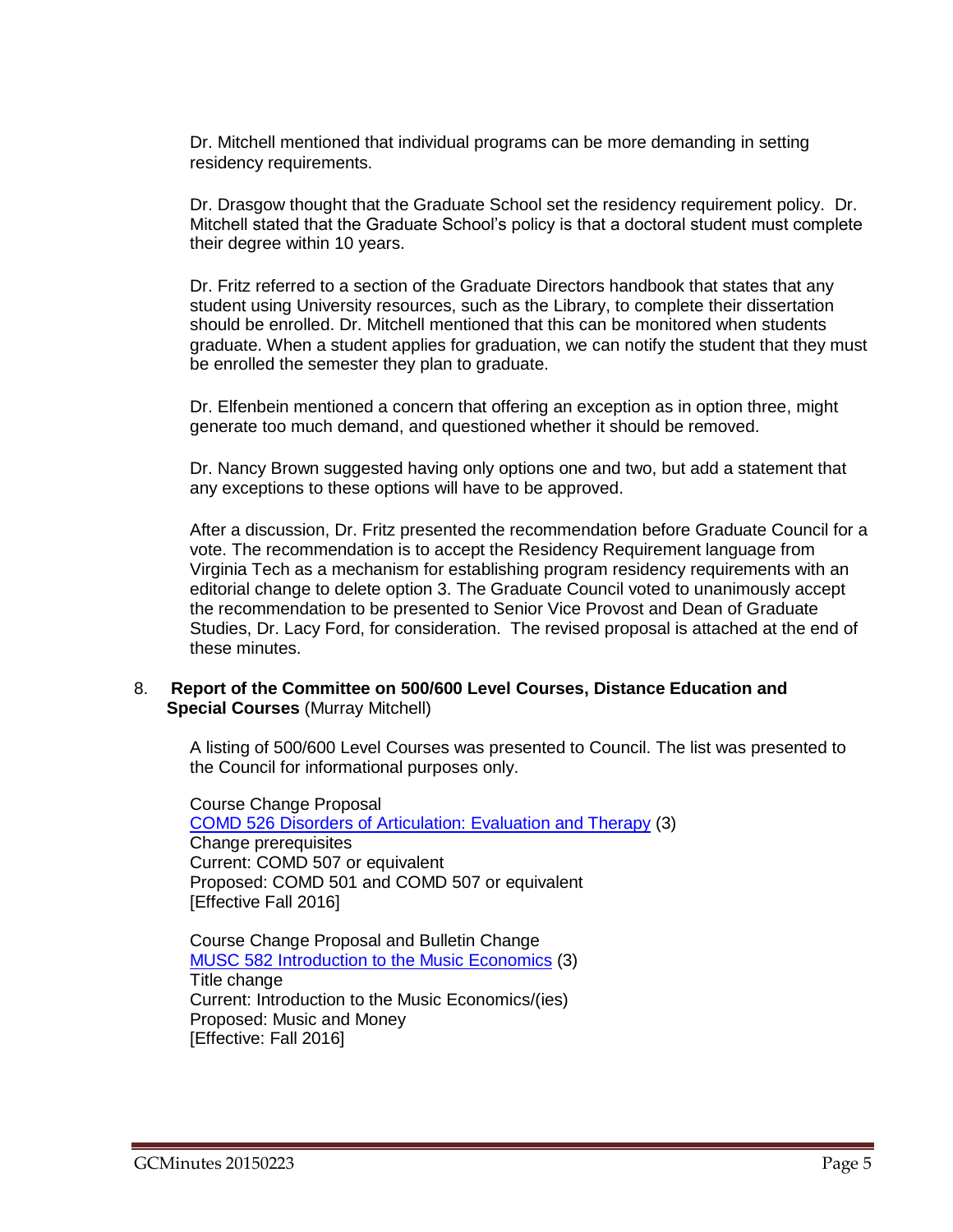Dr. Mitchell mentioned that individual programs can be more demanding in setting residency requirements.

Dr. Drasgow thought that the Graduate School set the residency requirement policy. Dr. Mitchell stated that the Graduate School's policy is that a doctoral student must complete their degree within 10 years.

Dr. Fritz referred to a section of the Graduate Directors handbook that states that any student using University resources, such as the Library, to complete their dissertation should be enrolled. Dr. Mitchell mentioned that this can be monitored when students graduate. When a student applies for graduation, we can notify the student that they must be enrolled the semester they plan to graduate.

Dr. Elfenbein mentioned a concern that offering an exception as in option three, might generate too much demand, and questioned whether it should be removed.

Dr. Nancy Brown suggested having only options one and two, but add a statement that any exceptions to these options will have to be approved.

After a discussion, Dr. Fritz presented the recommendation before Graduate Council for a vote. The recommendation is to accept the Residency Requirement language from Virginia Tech as a mechanism for establishing program residency requirements with an editorial change to delete option 3. The Graduate Council voted to unanimously accept the recommendation to be presented to Senior Vice Provost and Dean of Graduate Studies, Dr. Lacy Ford, for consideration. The revised proposal is attached at the end of these minutes.

8. **Report of the Committee on 500/600 Level Courses, Distance Education and Special Courses** (Murray Mitchell)

A listing of 500/600 Level Courses was presented to Council. The list was presented to the Council for informational purposes only.

Course Change Proposal
COMD 526 Disorders of Articulation: Evaluation and Therapy (3)
Change prerequisites
Current: COMD 507 or equivalent
Proposed: COMD 501 and COMD 507 or equivalent
[Effective Fall 2016]

Course Change Proposal and Bulletin Change
MUSC 582 Introduction to the Music Economics (3)
Title change
Current: Introduction to the Music Economics/(ies)
Proposed: Music and Money
[Effective: Fall 2016]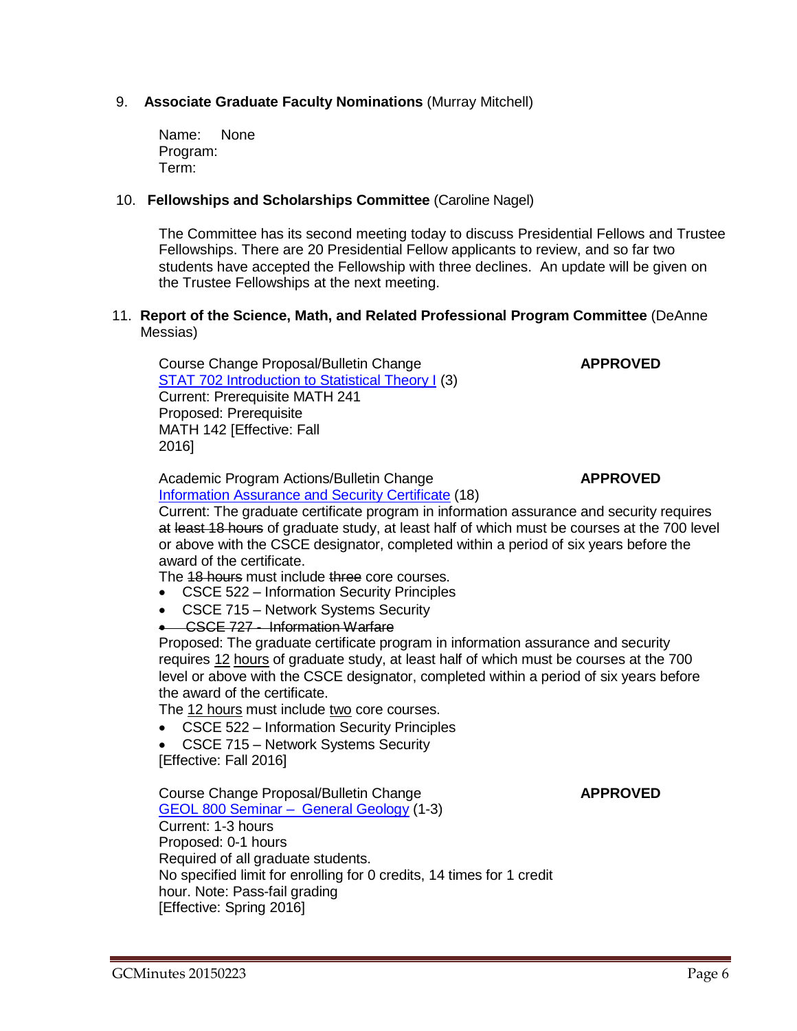9. **Associate Graduate Faculty Nominations** (Murray Mitchell)

   Name: None
   Program:
   Term:

10. **Fellowships and Scholarships Committee** (Caroline Nagel)

    The Committee has its second meeting today to discuss Presidential Fellows and Trustee Fellowships. There are 20 Presidential Fellow applicants to review, and so far two students have accepted the Fellowship with three declines. An update will be given on the Trustee Fellowships at the next meeting.

11. **Report of the Science, Math, and Related Professional Program Committee** (DeAnne Messias)

    Course Change Proposal/Bulletin Change **APPROVED**
    STAT 702 Introduction to Statistical Theory I (3)
    Current: Prerequisite MATH 241
    Proposed: Prerequisite MATH 142 [Effective: Fall 2016]

    Academic Program Actions/Bulletin Change **APPROVED**
    Information Assurance and Security Certificate (18)
    Current: The graduate certificate program in information assurance and security requires ~~at least 18 hours~~ of graduate study, at least half of which must be courses at the 700 level or above with the CSCE designator, completed within a period of six years before the award of the certificate.
    The ~~18 hours~~ must include ~~three~~ core courses.

    - CSCE 522 – Information Security Principles
    - CSCE 715 – Network Systems Security
    - ~~CSCE 727 - Information Warfare~~

    Proposed: The graduate certificate program in information assurance and security requires 12 hours of graduate study, at least half of which must be courses at the 700 level or above with the CSCE designator, completed within a period of six years before the award of the certificate.
    The 12 hours must include two core courses.

    - CSCE 522 – Information Security Principles
    - CSCE 715 – Network Systems Security

    [Effective: Fall 2016]

    Course Change Proposal/Bulletin Change **APPROVED**
    GEOL 800 Seminar – General Geology (1-3)
    Current: 1-3 hours
    Proposed: 0-1 hours
    Required of all graduate students.
    No specified limit for enrolling for 0 credits, 14 times for 1 credit hour. Note: Pass-fail grading
    [Effective: Spring 2016]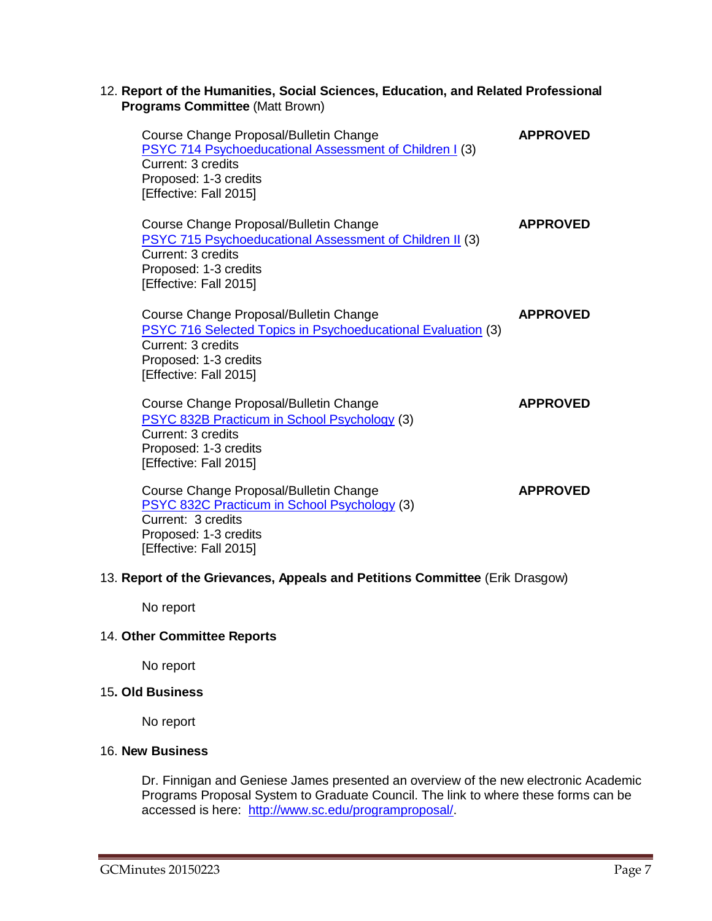12. **Report of the Humanities, Social Sciences, Education, and Related Professional Programs Committee** (Matt Brown)

Course Change Proposal/Bulletin Change **APPROVED**
PSYC 714 Psychoeducational Assessment of Children I (3)
Current: 3 credits
Proposed: 1-3 credits
[Effective: Fall 2015]

Course Change Proposal/Bulletin Change **APPROVED**
PSYC 715 Psychoeducational Assessment of Children II (3)
Current: 3 credits
Proposed: 1-3 credits
[Effective: Fall 2015]

Course Change Proposal/Bulletin Change **APPROVED**
PSYC 716 Selected Topics in Psychoeducational Evaluation (3)
Current: 3 credits
Proposed: 1-3 credits
[Effective: Fall 2015]

Course Change Proposal/Bulletin Change **APPROVED**
PSYC 832B Practicum in School Psychology (3)
Current: 3 credits
Proposed: 1-3 credits
[Effective: Fall 2015]

Course Change Proposal/Bulletin Change **APPROVED**
PSYC 832C Practicum in School Psychology (3)
Current: 3 credits
Proposed: 1-3 credits
[Effective: Fall 2015]

13. **Report of the Grievances, Appeals and Petitions Committee** (Erik Drasgow)

No report

14. **Other Committee Reports**

No report

15**. Old Business**

No report

16. **New Business**

Dr. Finnigan and Geniese James presented an overview of the new electronic Academic Programs Proposal System to Graduate Council. The link to where these forms can be accessed is here: http://www.sc.edu/programproposal/.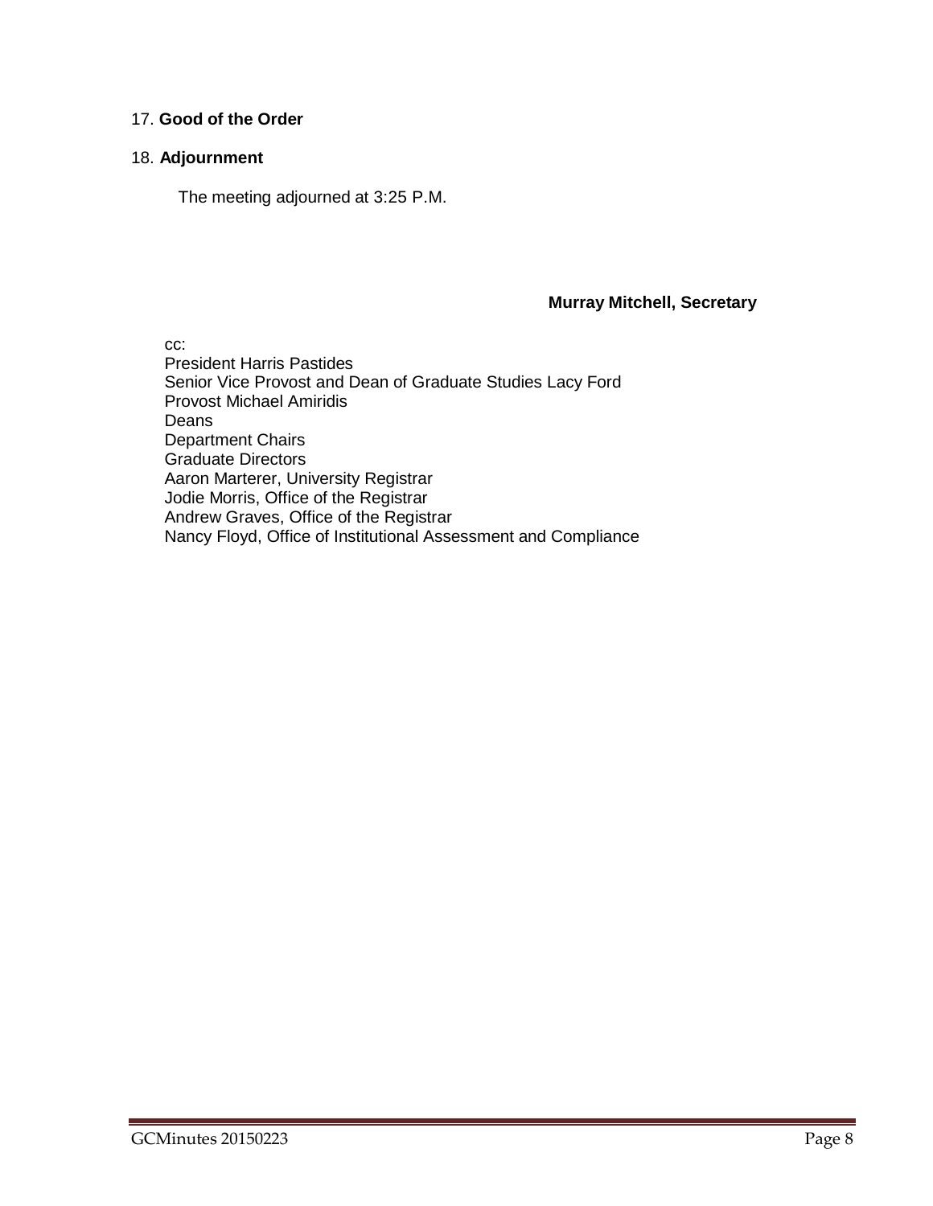17. **Good of the Order**

18. **Adjournment**

The meeting adjourned at 3:25 P.M.

**Murray Mitchell, Secretary**

cc:
President Harris Pastides
Senior Vice Provost and Dean of Graduate Studies Lacy Ford
Provost Michael Amiridis
Deans
Department Chairs
Graduate Directors
Aaron Marterer, University Registrar
Jodie Morris, Office of the Registrar
Andrew Graves, Office of the Registrar
Nancy Floyd, Office of Institutional Assessment and Compliance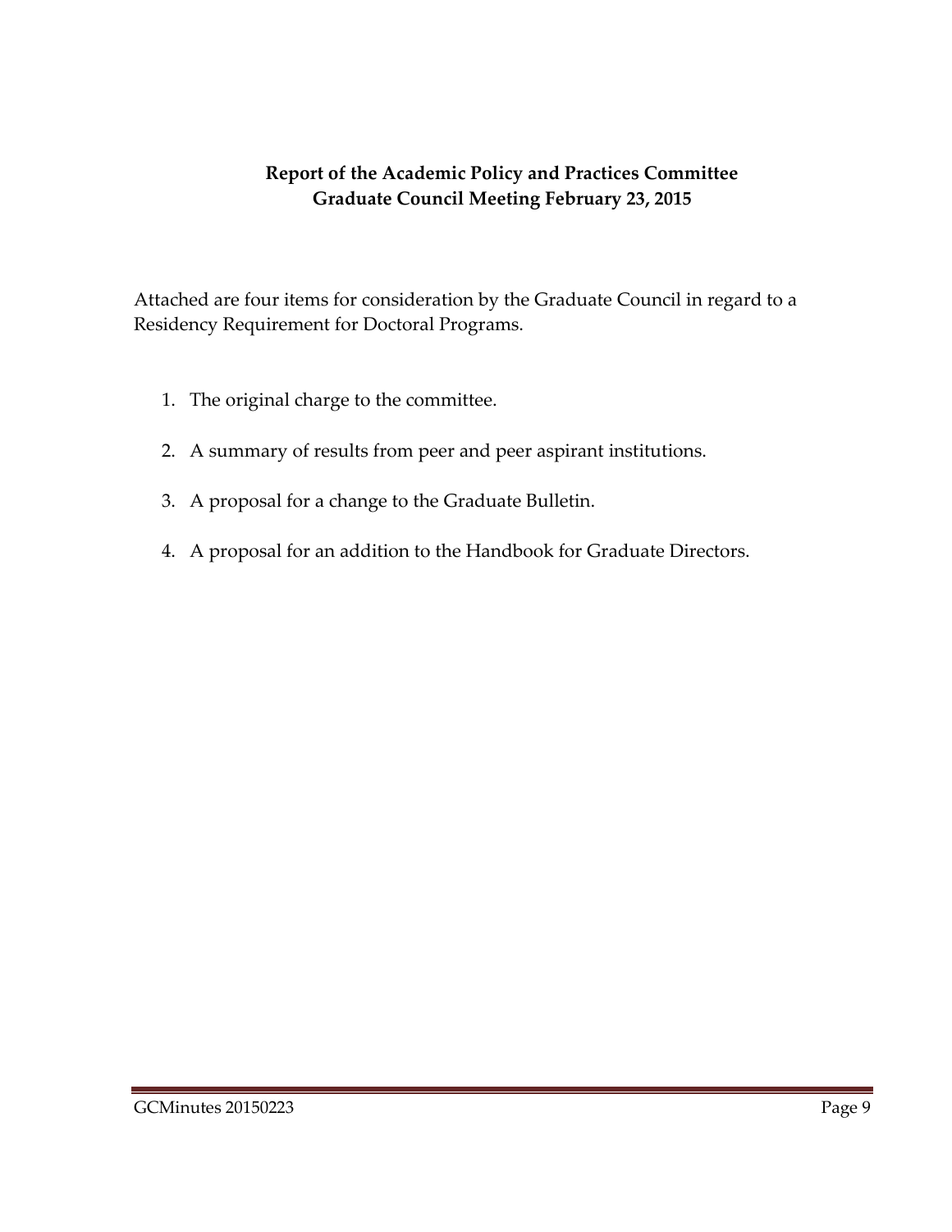**Report of the Academic Policy and Practices Committee**
**Graduate Council Meeting February 23, 2015**

Attached are four items for consideration by the Graduate Council in regard to a Residency Requirement for Doctoral Programs.

1. The original charge to the committee.
2. A summary of results from peer and peer aspirant institutions.
3. A proposal for a change to the Graduate Bulletin.
4. A proposal for an addition to the Handbook for Graduate Directors.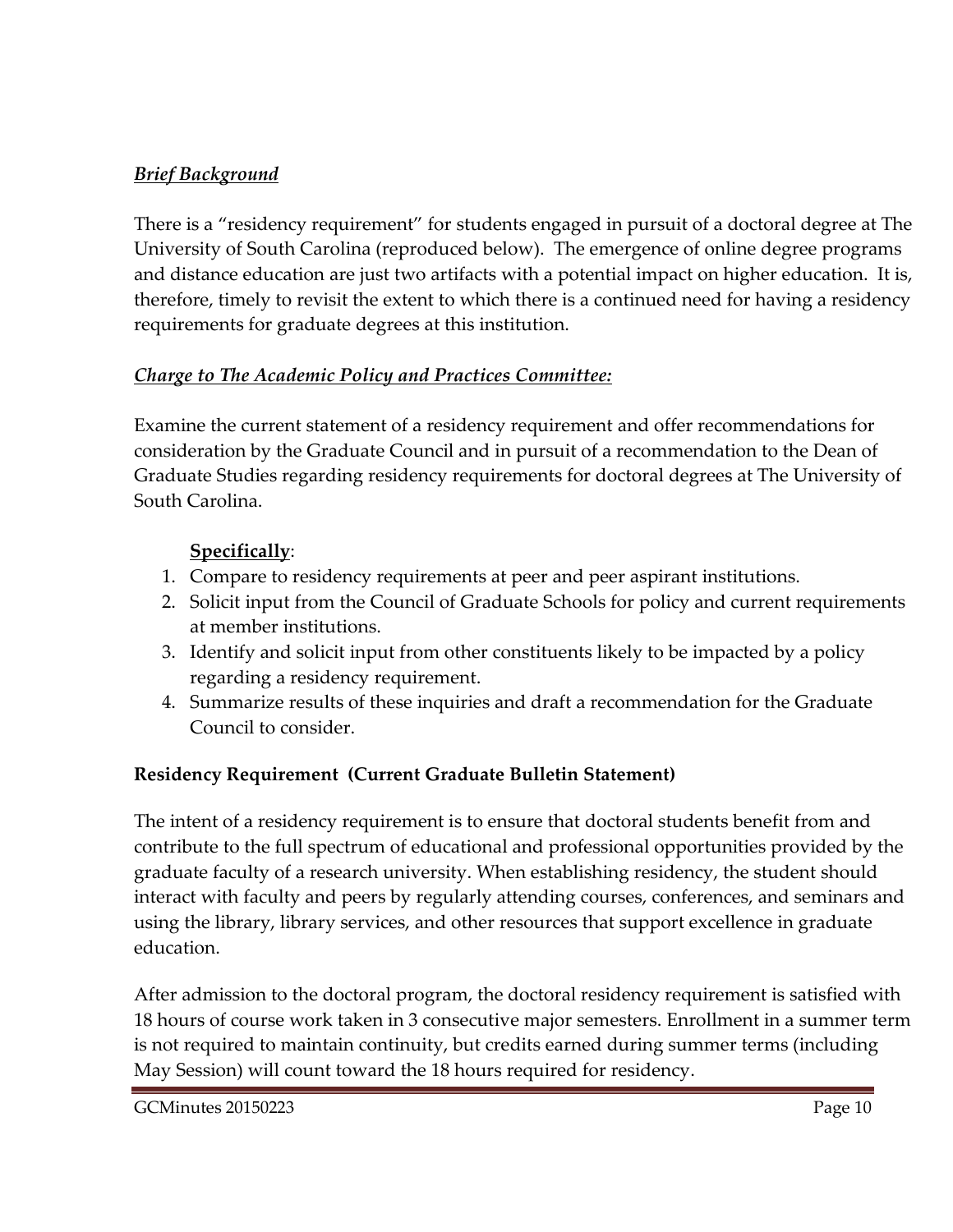***Brief Background***

There is a "residency requirement" for students engaged in pursuit of a doctoral degree at The University of South Carolina (reproduced below). The emergence of online degree programs and distance education are just two artifacts with a potential impact on higher education. It is, therefore, timely to revisit the extent to which there is a continued need for having a residency requirements for graduate degrees at this institution.

***Charge to The Academic Policy and Practices Committee:***

Examine the current statement of a residency requirement and offer recommendations for consideration by the Graduate Council and in pursuit of a recommendation to the Dean of Graduate Studies regarding residency requirements for doctoral degrees at The University of South Carolina.

**Specifically**:

1. Compare to residency requirements at peer and peer aspirant institutions.
2. Solicit input from the Council of Graduate Schools for policy and current requirements at member institutions.
3. Identify and solicit input from other constituents likely to be impacted by a policy regarding a residency requirement.
4. Summarize results of these inquiries and draft a recommendation for the Graduate Council to consider.

**Residency Requirement (Current Graduate Bulletin Statement)**

The intent of a residency requirement is to ensure that doctoral students benefit from and contribute to the full spectrum of educational and professional opportunities provided by the graduate faculty of a research university. When establishing residency, the student should interact with faculty and peers by regularly attending courses, conferences, and seminars and using the library, library services, and other resources that support excellence in graduate education.

After admission to the doctoral program, the doctoral residency requirement is satisfied with 18 hours of course work taken in 3 consecutive major semesters. Enrollment in a summer term is not required to maintain continuity, but credits earned during summer terms (including May Session) will count toward the 18 hours required for residency.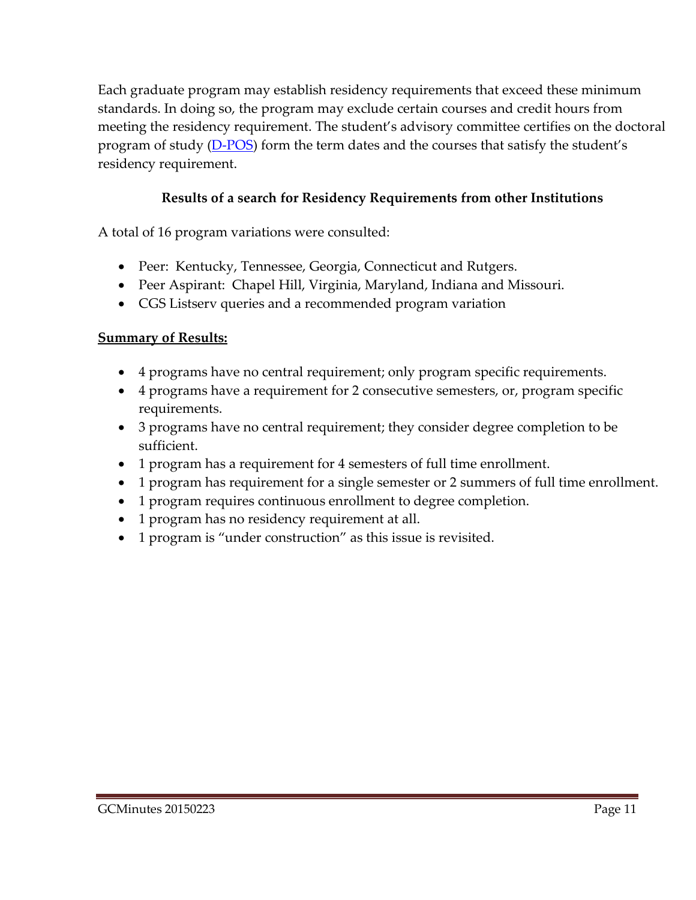Each graduate program may establish residency requirements that exceed these minimum standards. In doing so, the program may exclude certain courses and credit hours from meeting the residency requirement. The student's advisory committee certifies on the doctoral program of study (D-POS) form the term dates and the courses that satisfy the student's residency requirement.

**Results of a search for Residency Requirements from other Institutions**

A total of 16 program variations were consulted:

- Peer: Kentucky, Tennessee, Georgia, Connecticut and Rutgers.
- Peer Aspirant: Chapel Hill, Virginia, Maryland, Indiana and Missouri.
- CGS Listserv queries and a recommended program variation

**Summary of Results:**

- 4 programs have no central requirement; only program specific requirements.
- 4 programs have a requirement for 2 consecutive semesters, or, program specific requirements.
- 3 programs have no central requirement; they consider degree completion to be sufficient.
- 1 program has a requirement for 4 semesters of full time enrollment.
- 1 program has requirement for a single semester or 2 summers of full time enrollment.
- 1 program requires continuous enrollment to degree completion.
- 1 program has no residency requirement at all.
- 1 program is "under construction" as this issue is revisited.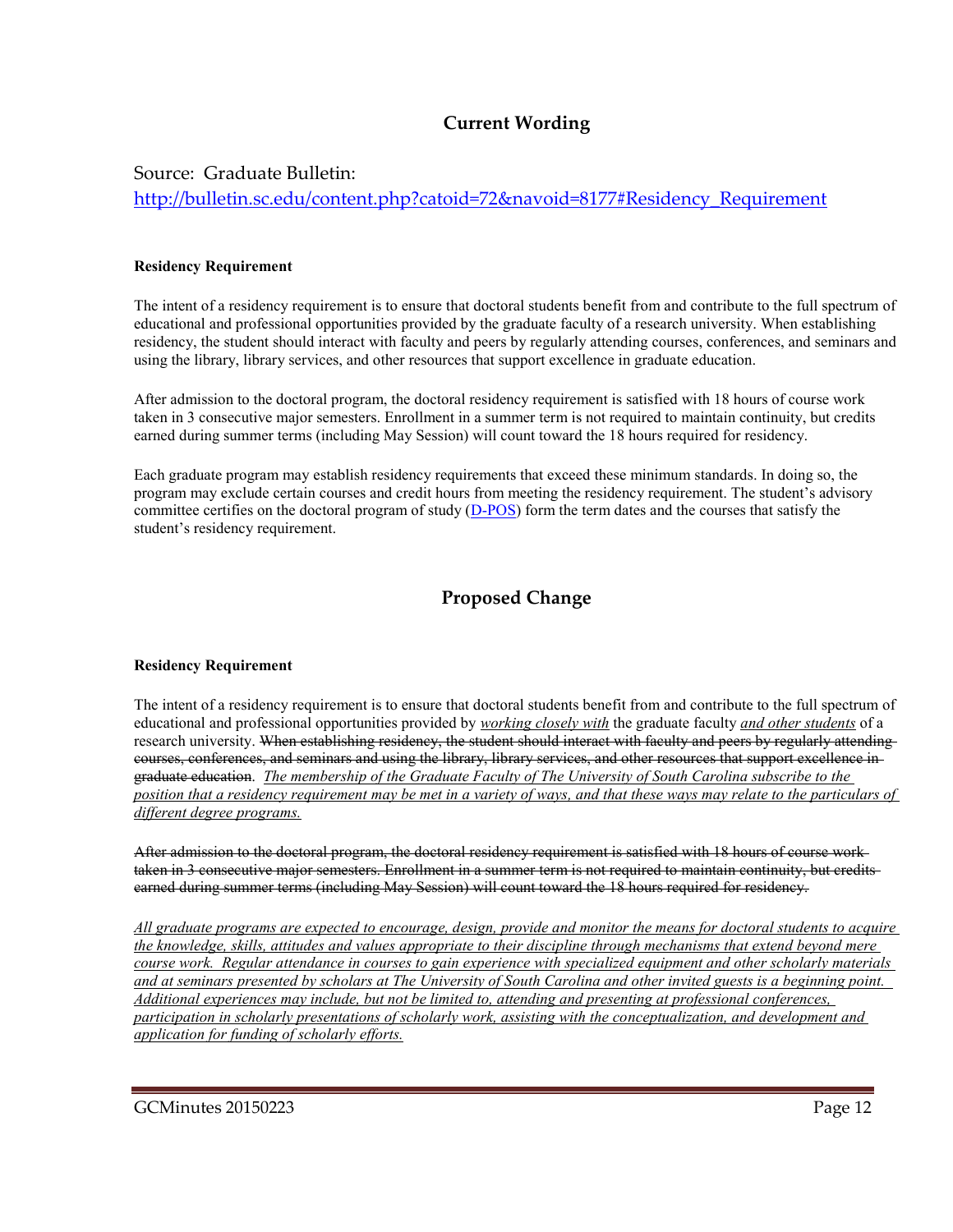## Current Wording

Source: Graduate Bulletin: http://bulletin.sc.edu/content.php?catoid=72&navoid=8177#Residency_Requirement

**Residency Requirement**

The intent of a residency requirement is to ensure that doctoral students benefit from and contribute to the full spectrum of educational and professional opportunities provided by the graduate faculty of a research university. When establishing residency, the student should interact with faculty and peers by regularly attending courses, conferences, and seminars and using the library, library services, and other resources that support excellence in graduate education.

After admission to the doctoral program, the doctoral residency requirement is satisfied with 18 hours of course work taken in 3 consecutive major semesters. Enrollment in a summer term is not required to maintain continuity, but credits earned during summer terms (including May Session) will count toward the 18 hours required for residency.

Each graduate program may establish residency requirements that exceed these minimum standards. In doing so, the program may exclude certain courses and credit hours from meeting the residency requirement. The student's advisory committee certifies on the doctoral program of study (D-POS) form the term dates and the courses that satisfy the student's residency requirement.

## Proposed Change

**Residency Requirement**

The intent of a residency requirement is to ensure that doctoral students benefit from and contribute to the full spectrum of educational and professional opportunities provided by *working closely with* the graduate faculty *and other students* of a research university. ~~When establishing residency, the student should interact with faculty and peers by regularly attending courses, conferences, and seminars and using the library, library services, and other resources that support excellence in graduate education~~. *The membership of the Graduate Faculty of The University of South Carolina subscribe to the position that a residency requirement may be met in a variety of ways, and that these ways may relate to the particulars of different degree programs.*

~~After admission to the doctoral program, the doctoral residency requirement is satisfied with 18 hours of course work taken in 3 consecutive major semesters. Enrollment in a summer term is not required to maintain continuity, but credits earned during summer terms (including May Session) will count toward the 18 hours required for residency.~~

*All graduate programs are expected to encourage, design, provide and monitor the means for doctoral students to acquire the knowledge, skills, attitudes and values appropriate to their discipline through mechanisms that extend beyond mere course work. Regular attendance in courses to gain experience with specialized equipment and other scholarly materials and at seminars presented by scholars at The University of South Carolina and other invited guests is a beginning point. Additional experiences may include, but not be limited to, attending and presenting at professional conferences, participation in scholarly presentations of scholarly work, assisting with the conceptualization, and development and application for funding of scholarly efforts.*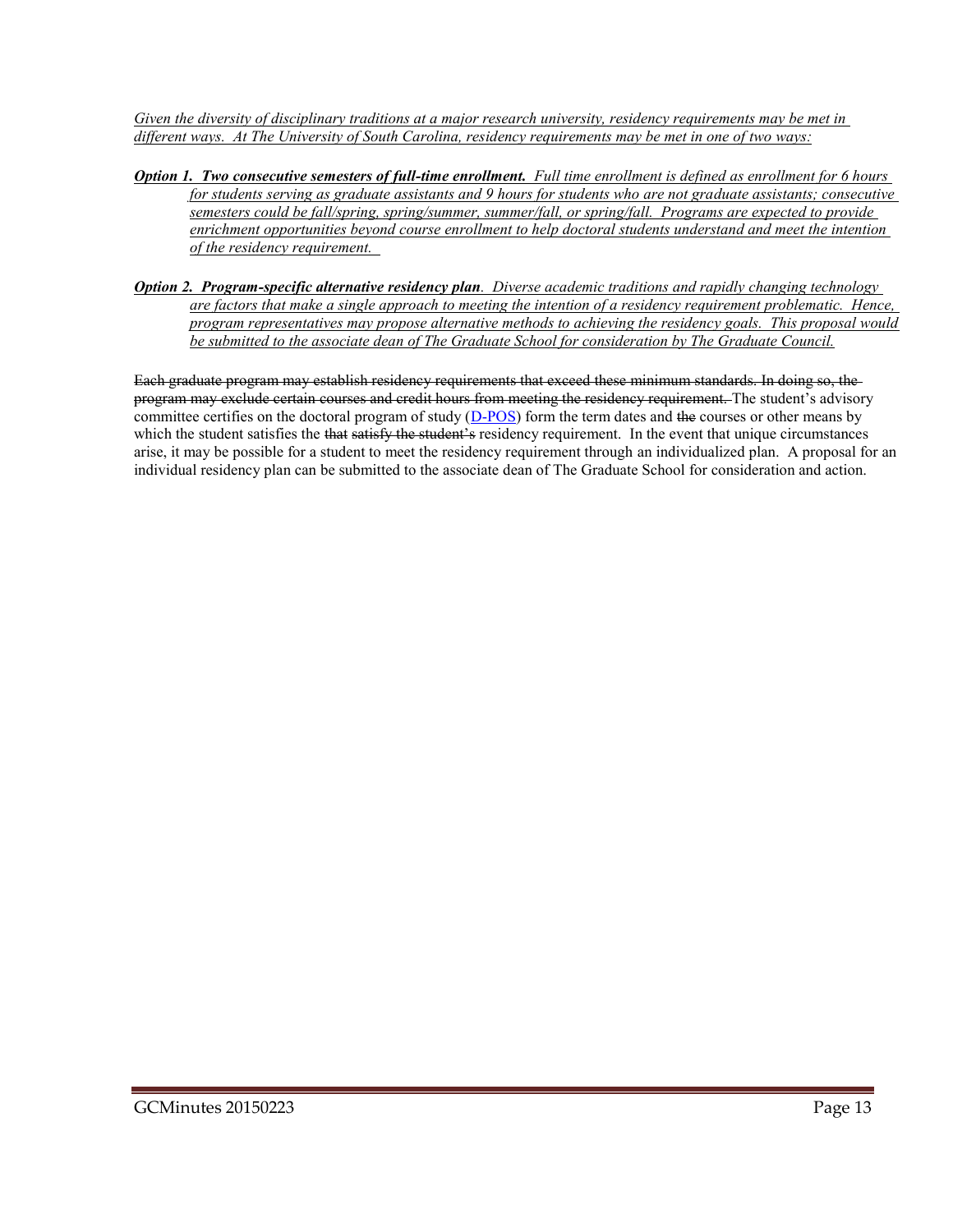*Given the diversity of disciplinary traditions at a major research university, residency requirements may be met in different ways. At The University of South Carolina, residency requirements may be met in one of two ways:*

***Option 1. Two consecutive semesters of full-time enrollment.*** *Full time enrollment is defined as enrollment for 6 hours for students serving as graduate assistants and 9 hours for students who are not graduate assistants; consecutive semesters could be fall/spring, spring/summer, summer/fall, or spring/fall. Programs are expected to provide enrichment opportunities beyond course enrollment to help doctoral students understand and meet the intention of the residency requirement.*

***Option 2. Program-specific alternative residency plan.*** *Diverse academic traditions and rapidly changing technology are factors that make a single approach to meeting the intention of a residency requirement problematic. Hence, program representatives may propose alternative methods to achieving the residency goals. This proposal would be submitted to the associate dean of The Graduate School for consideration by The Graduate Council.*

~~Each graduate program may establish residency requirements that exceed these minimum standards. In doing so, the program may exclude certain courses and credit hours from meeting the residency requirement.~~ The student's advisory committee certifies on the doctoral program of study (D-POS) form the term dates and ~~the~~ courses or other means by which the student satisfies the ~~that satisfy the student's~~ residency requirement. In the event that unique circumstances arise, it may be possible for a student to meet the residency requirement through an individualized plan. A proposal for an individual residency plan can be submitted to the associate dean of The Graduate School for consideration and action.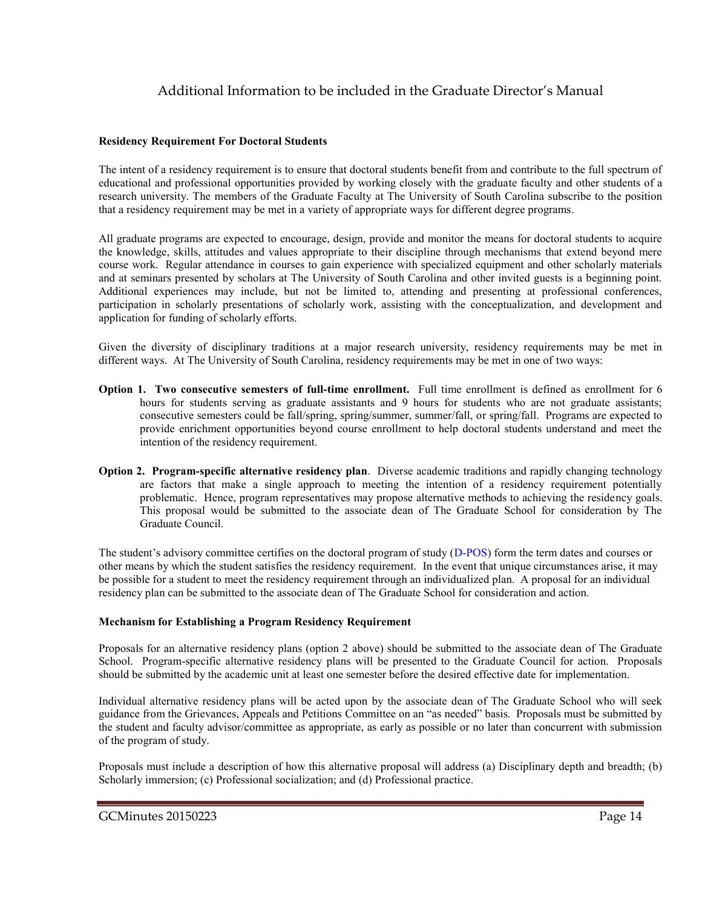# Additional Information to be included in the Graduate Director's Manual

**Residency Requirement For Doctoral Students**

The intent of a residency requirement is to ensure that doctoral students benefit from and contribute to the full spectrum of educational and professional opportunities provided by working closely with the graduate faculty and other students of a research university. The members of the Graduate Faculty at The University of South Carolina subscribe to the position that a residency requirement may be met in a variety of appropriate ways for different degree programs.

All graduate programs are expected to encourage, design, provide and monitor the means for doctoral students to acquire the knowledge, skills, attitudes and values appropriate to their discipline through mechanisms that extend beyond mere course work. Regular attendance in courses to gain experience with specialized equipment and other scholarly materials and at seminars presented by scholars at The University of South Carolina and other invited guests is a beginning point. Additional experiences may include, but not be limited to, attending and presenting at professional conferences, participation in scholarly presentations of scholarly work, assisting with the conceptualization, and development and application for funding of scholarly efforts.

Given the diversity of disciplinary traditions at a major research university, residency requirements may be met in different ways. At The University of South Carolina, residency requirements may be met in one of two ways:

**Option 1. Two consecutive semesters of full-time enrollment.** Full time enrollment is defined as enrollment for 6 hours for students serving as graduate assistants and 9 hours for students who are not graduate assistants; consecutive semesters could be fall/spring, spring/summer, summer/fall, or spring/fall. Programs are expected to provide enrichment opportunities beyond course enrollment to help doctoral students understand and meet the intention of the residency requirement.

**Option 2. Program-specific alternative residency plan**. Diverse academic traditions and rapidly changing technology are factors that make a single approach to meeting the intention of a residency requirement potentially problematic. Hence, program representatives may propose alternative methods to achieving the residency goals. This proposal would be submitted to the associate dean of The Graduate School for consideration by The Graduate Council.

The student's advisory committee certifies on the doctoral program of study (D-POS) form the term dates and courses or other means by which the student satisfies the residency requirement. In the event that unique circumstances arise, it may be possible for a student to meet the residency requirement through an individualized plan. A proposal for an individual residency plan can be submitted to the associate dean of The Graduate School for consideration and action.

**Mechanism for Establishing a Program Residency Requirement**

Proposals for an alternative residency plans (option 2 above) should be submitted to the associate dean of The Graduate School. Program-specific alternative residency plans will be presented to the Graduate Council for action. Proposals should be submitted by the academic unit at least one semester before the desired effective date for implementation.

Individual alternative residency plans will be acted upon by the associate dean of The Graduate School who will seek guidance from the Grievances, Appeals and Petitions Committee on an "as needed" basis. Proposals must be submitted by the student and faculty advisor/committee as appropriate, as early as possible or no later than concurrent with submission of the program of study.

Proposals must include a description of how this alternative proposal will address (a) Disciplinary depth and breadth; (b) Scholarly immersion; (c) Professional socialization; and (d) Professional practice.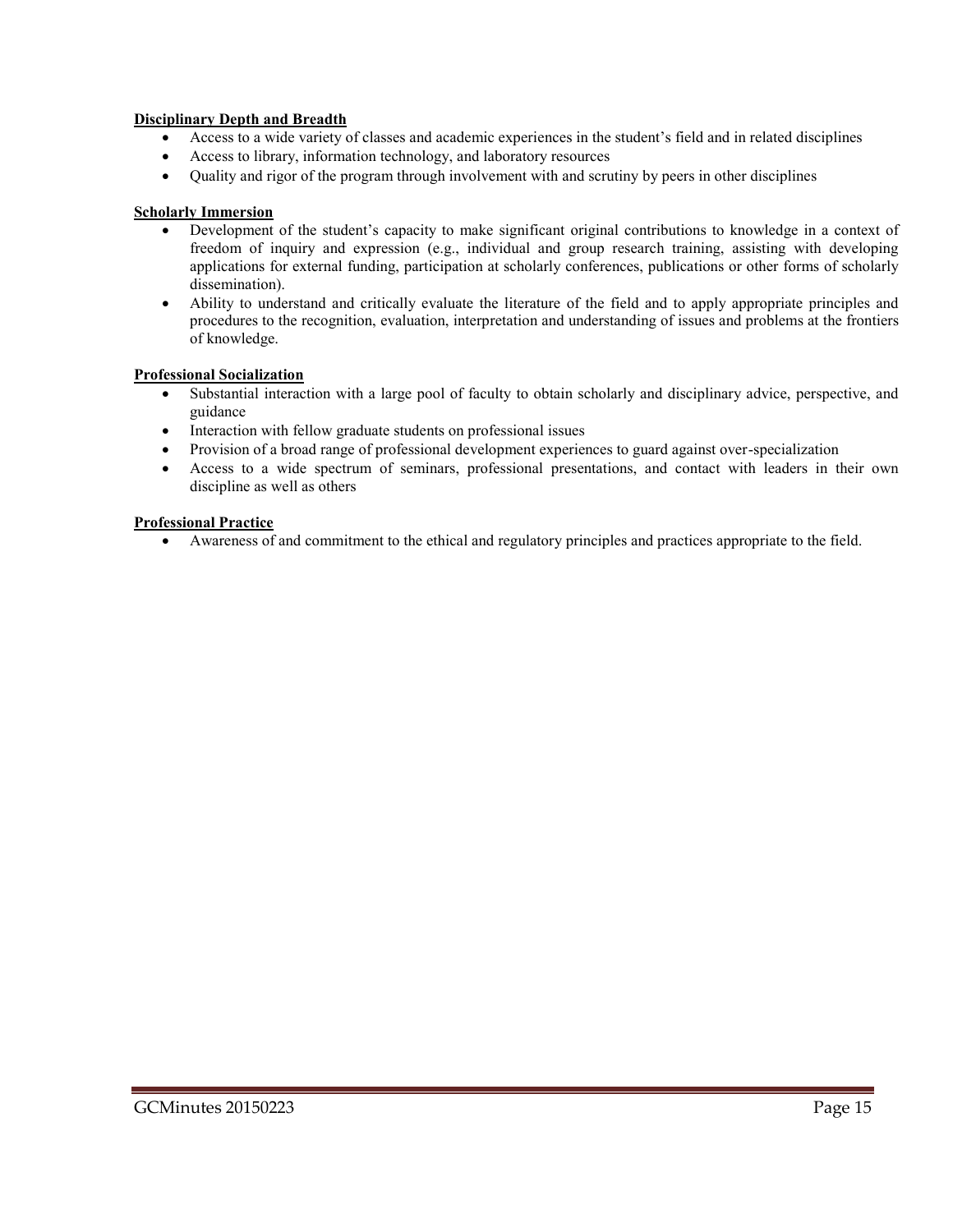**Disciplinary Depth and Breadth**

- Access to a wide variety of classes and academic experiences in the student's field and in related disciplines
- Access to library, information technology, and laboratory resources
- Quality and rigor of the program through involvement with and scrutiny by peers in other disciplines

**Scholarly Immersion**

- Development of the student's capacity to make significant original contributions to knowledge in a context of freedom of inquiry and expression (e.g., individual and group research training, assisting with developing applications for external funding, participation at scholarly conferences, publications or other forms of scholarly dissemination).
- Ability to understand and critically evaluate the literature of the field and to apply appropriate principles and procedures to the recognition, evaluation, interpretation and understanding of issues and problems at the frontiers of knowledge.

**Professional Socialization**

- Substantial interaction with a large pool of faculty to obtain scholarly and disciplinary advice, perspective, and guidance
- Interaction with fellow graduate students on professional issues
- Provision of a broad range of professional development experiences to guard against over-specialization
- Access to a wide spectrum of seminars, professional presentations, and contact with leaders in their own discipline as well as others

**Professional Practice**

- Awareness of and commitment to the ethical and regulatory principles and practices appropriate to the field.